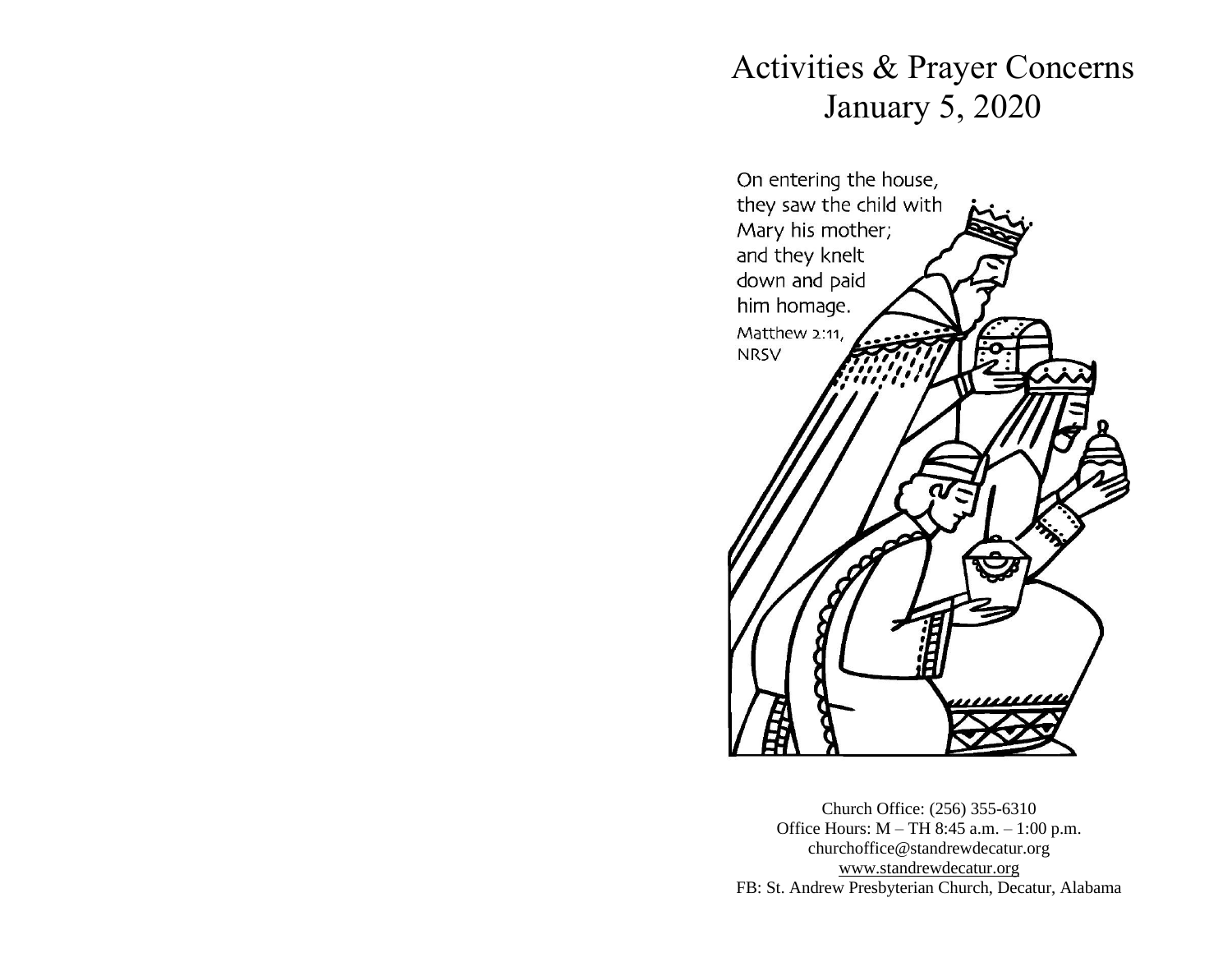# Activities & Prayer Concerns
## January 5, 2020

On entering the house, they saw the child with Mary his mother; and they knelt down and paid him homage.
Matthew 2:11, NRSV

Church Office: (256) 355-6310
Office Hours: M – TH 8:45 a.m. – 1:00 p.m.
churchoffice@standrewdecatur.org
www.standrewdecatur.org
FB: St. Andrew Presbyterian Church, Decatur, Alabama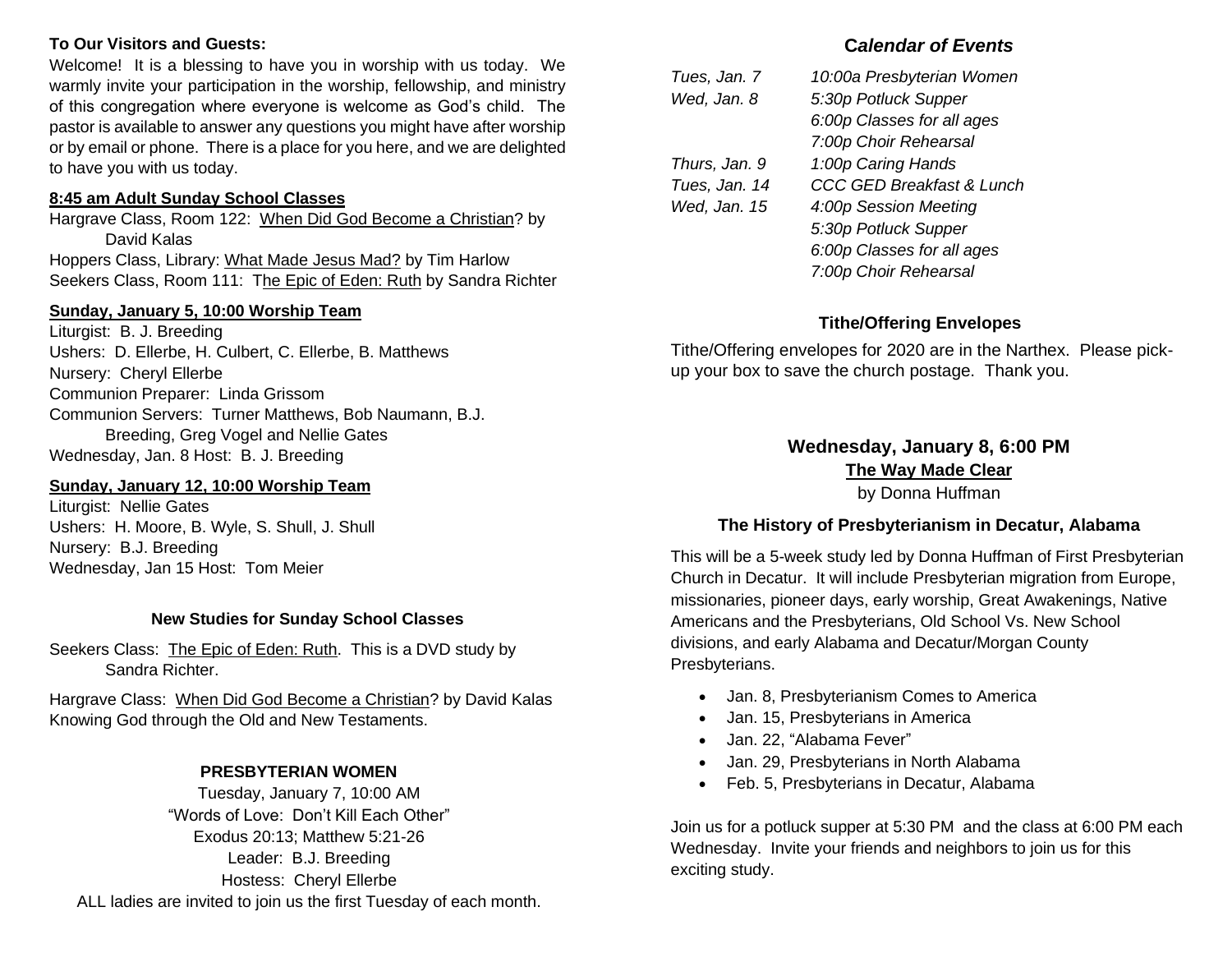**To Our Visitors and Guests:**

Welcome! It is a blessing to have you in worship with us today. We warmly invite your participation in the worship, fellowship, and ministry of this congregation where everyone is welcome as God's child. The pastor is available to answer any questions you might have after worship or by email or phone. There is a place for you here, and we are delighted to have you with us today.

**8:45 am Adult Sunday School Classes**

Hargrave Class, Room 122: When Did God Become a Christian? by David Kalas
Hoppers Class, Library: What Made Jesus Mad? by Tim Harlow
Seekers Class, Room 111: The Epic of Eden: Ruth by Sandra Richter

**Sunday, January 5, 10:00 Worship Team**

Liturgist: B. J. Breeding
Ushers: D. Ellerbe, H. Culbert, C. Ellerbe, B. Matthews
Nursery: Cheryl Ellerbe
Communion Preparer: Linda Grissom
Communion Servers: Turner Matthews, Bob Naumann, B.J. Breeding, Greg Vogel and Nellie Gates
Wednesday, Jan. 8 Host: B. J. Breeding

**Sunday, January 12, 10:00 Worship Team**

Liturgist: Nellie Gates
Ushers: H. Moore, B. Wyle, S. Shull, J. Shull
Nursery: B.J. Breeding
Wednesday, Jan 15 Host: Tom Meier

**New Studies for Sunday School Classes**

Seekers Class: The Epic of Eden: Ruth. This is a DVD study by Sandra Richter.

Hargrave Class: When Did God Become a Christian? by David Kalas Knowing God through the Old and New Testaments.

**PRESBYTERIAN WOMEN**

Tuesday, January 7, 10:00 AM
"Words of Love: Don't Kill Each Other"
Exodus 20:13; Matthew 5:21-26
Leader: B.J. Breeding
Hostess: Cheryl Ellerbe
ALL ladies are invited to join us the first Tuesday of each month.

## *Calendar of Events*

| | |
|---|---|
| *Tues, Jan. 7* | *10:00a Presbyterian Women* |
| *Wed, Jan. 8* | *5:30p Potluck Supper* |
| | *6:00p Classes for all ages* |
| | *7:00p Choir Rehearsal* |
| *Thurs, Jan. 9* | *1:00p Caring Hands* |
| *Tues, Jan. 14* | *CCC GED Breakfast & Lunch* |
| *Wed, Jan. 15* | *4:00p Session Meeting* |
| | *5:30p Potluck Supper* |
| | *6:00p Classes for all ages* |
| | *7:00p Choir Rehearsal* |

**Tithe/Offering Envelopes**

Tithe/Offering envelopes for 2020 are in the Narthex. Please pick-up your box to save the church postage. Thank you.

### Wednesday, January 8, 6:00 PM

**The Way Made Clear**

by Donna Huffman

**The History of Presbyterianism in Decatur, Alabama**

This will be a 5-week study led by Donna Huffman of First Presbyterian Church in Decatur. It will include Presbyterian migration from Europe, missionaries, pioneer days, early worship, Great Awakenings, Native Americans and the Presbyterians, Old School Vs. New School divisions, and early Alabama and Decatur/Morgan County Presbyterians.

- Jan. 8, Presbyterianism Comes to America
- Jan. 15, Presbyterians in America
- Jan. 22, "Alabama Fever"
- Jan. 29, Presbyterians in North Alabama
- Feb. 5, Presbyterians in Decatur, Alabama

Join us for a potluck supper at 5:30 PM and the class at 6:00 PM each Wednesday. Invite your friends and neighbors to join us for this exciting study.